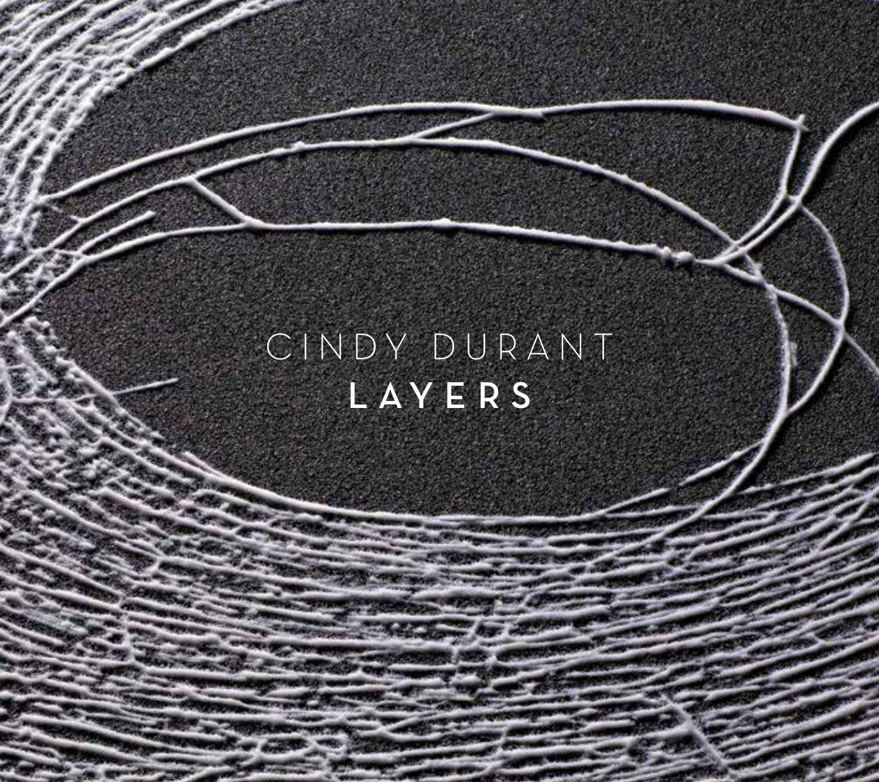CINDY DURANT

# LAYERS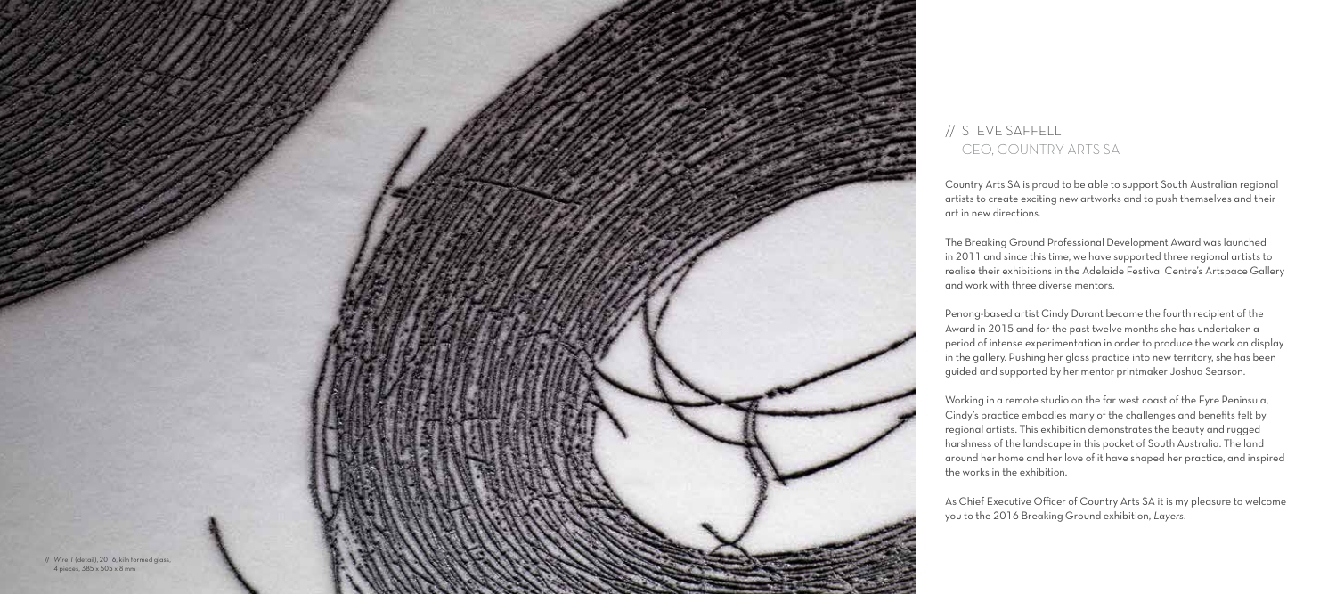## // STEVE SAFFELL
CEO, COUNTRY ARTS SA

Country Arts SA is proud to be able to support South Australian regional artists to create exciting new artworks and to push themselves and their art in new directions.

The Breaking Ground Professional Development Award was launched in 2011 and since this time, we have supported three regional artists to realise their exhibitions in the Adelaide Festival Centre's Artspace Gallery and work with three diverse mentors.

Penong-based artist Cindy Durant became the fourth recipient of the Award in 2015 and for the past twelve months she has undertaken a period of intense experimentation in order to produce the work on display in the gallery. Pushing her glass practice into new territory, she has been guided and supported by her mentor printmaker Joshua Searson.

Working in a remote studio on the far west coast of the Eyre Peninsula, Cindy's practice embodies many of the challenges and benefits felt by regional artists. This exhibition demonstrates the beauty and rugged harshness of the landscape in this pocket of South Australia. The land around her home and her love of it have shaped her practice, and inspired the works in the exhibition.

As Chief Executive Officer of Country Arts SA it is my pleasure to welcome you to the 2016 Breaking Ground exhibition, *Layers*.

// *Wire 1* (detail), 2016, kiln formed glass, 4 pieces, 385 x 505 x 8 mm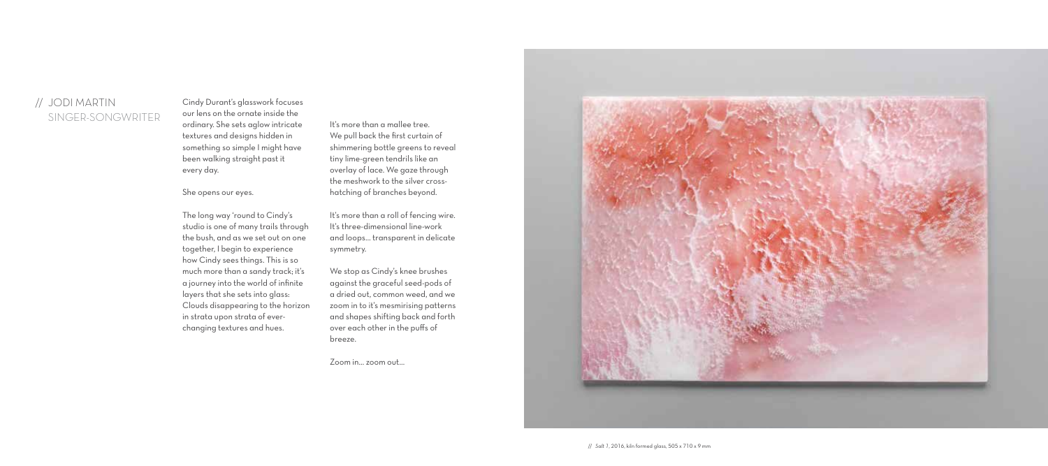## // JODI MARTIN
## SINGER-SONGWRITER

Cindy Durant's glasswork focuses our lens on the ornate inside the ordinary. She sets aglow intricate textures and designs hidden in something so simple I might have been walking straight past it every day.

She opens our eyes.

The long way 'round to Cindy's studio is one of many trails through the bush, and as we set out on one together, I begin to experience how Cindy sees things. This is so much more than a sandy track; it's a journey into the world of infinite layers that she sets into glass: Clouds disappearing to the horizon in strata upon strata of ever-changing textures and hues.

It's more than a mallee tree. We pull back the first curtain of shimmering bottle greens to reveal tiny lime-green tendrils like an overlay of lace. We gaze through the meshwork to the silver cross-hatching of branches beyond.

It's more than a roll of fencing wire. It's three-dimensional line-work and loops... transparent in delicate symmetry.

We stop as Cindy's knee brushes against the graceful seed-pods of a dried out, common weed, and we zoom in to it's mesmirising patterns and shapes shifting back and forth over each other in the puffs of breeze.

Zoom in... zoom out...

// Salt 1, 2016, kiln formed glass, 505 x 710 x 9 mm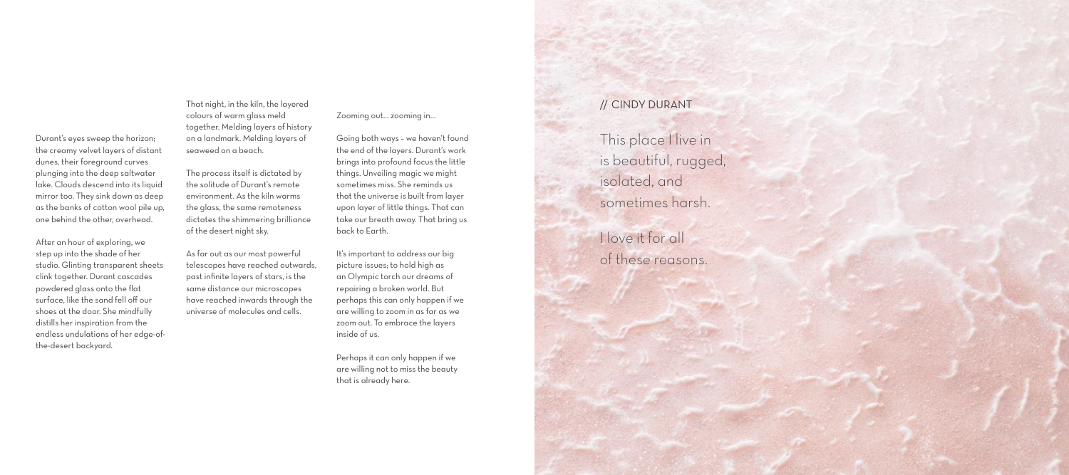Durant's eyes sweep the horizon; the creamy velvet layers of distant dunes, their foreground curves plunging into the deep saltwater lake. Clouds descend into its liquid mirror too. They sink down as deep as the banks of cotton wool pile up, one behind the other, overhead.

After an hour of exploring, we step up into the shade of her studio. Glinting transparent sheets clink together. Durant cascades powdered glass onto the flat surface, like the sand fell off our shoes at the door. She mindfully distills her inspiration from the endless undulations of her edge-of-the-desert backyard.

That night, in the kiln, the layered colours of warm glass meld together. Melding layers of history on a landmark. Melding layers of seaweed on a beach.

The process itself is dictated by the solitude of Durant's remote environment. As the kiln warms the glass, the same remoteness dictates the shimmering brilliance of the desert night sky.

As far out as our most powerful telescopes have reached outwards, past infinite layers of stars, is the same distance our microscopes have reached inwards through the universe of molecules and cells.

Zooming out... zooming in...

Going both ways – we haven't found the end of the layers. Durant's work brings into profound focus the little things. Unveiling magic we might sometimes miss. She reminds us that the universe is built from layer upon layer of little things. That can take our breath away. That bring us back to Earth.

It's important to address our big picture issues; to hold high as an Olympic torch our dreams of repairing a broken world. But perhaps this can only happen if we are willing to zoom in as far as we zoom out. To embrace the layers inside of us.

Perhaps it can only happen if we are willing not to miss the beauty that is already here.

// CINDY DURANT

This place I live in is beautiful, rugged, isolated, and sometimes harsh.

I love it for all of these reasons.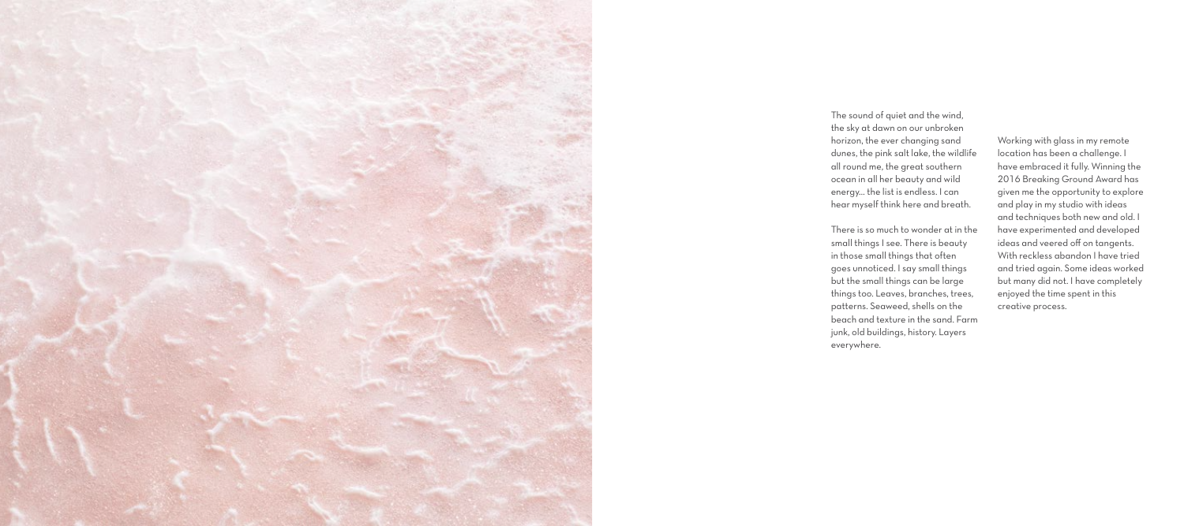The sound of quiet and the wind, the sky at dawn on our unbroken horizon, the ever changing sand dunes, the pink salt lake, the wildlife all round me, the great southern ocean in all her beauty and wild energy... the list is endless. I can hear myself think here and breath.

There is so much to wonder at in the small things I see. There is beauty in those small things that often goes unnoticed. I say small things but the small things can be large things too. Leaves, branches, trees, patterns. Seaweed, shells on the beach and texture in the sand. Farm junk, old buildings, history. Layers everywhere.

Working with glass in my remote location has been a challenge. I have embraced it fully. Winning the 2016 Breaking Ground Award has given me the opportunity to explore and play in my studio with ideas and techniques both new and old. I have experimented and developed ideas and veered off on tangents. With reckless abandon I have tried and tried again. Some ideas worked but many did not. I have completely enjoyed the time spent in this creative process.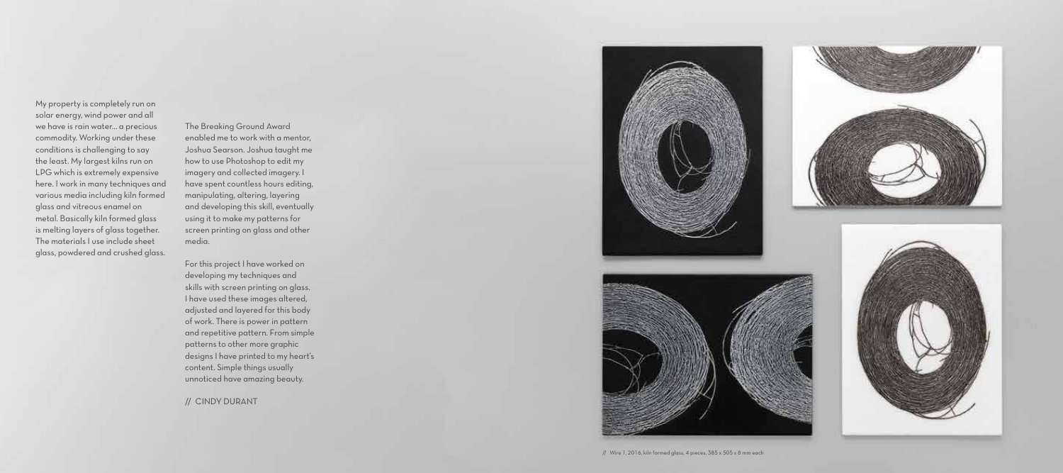My property is completely run on solar energy, wind power and all we have is rain water... a precious commodity. Working under these conditions is challenging to say the least. My largest kilns run on LPG which is extremely expensive here. I work in many techniques and various media including kiln formed glass and vitreous enamel on metal. Basically kiln formed glass is melting layers of glass together. The materials I use include sheet glass, powdered and crushed glass.

The Breaking Ground Award enabled me to work with a mentor, Joshua Searson. Joshua taught me how to use Photoshop to edit my imagery and collected imagery. I have spent countless hours editing, manipulating, altering, layering and developing this skill, eventually using it to make my patterns for screen printing on glass and other media.

For this project I have worked on developing my techniques and skills with screen printing on glass. I have used these images altered, adjusted and layered for this body of work. There is power in pattern and repetitive pattern. From simple patterns to other more graphic designs I have printed to my heart's content. Simple things usually unnoticed have amazing beauty.

// CINDY DURANT

// Wire 1, 2016, kiln formed glass, 4 pieces, 385 x 505 x 8 mm each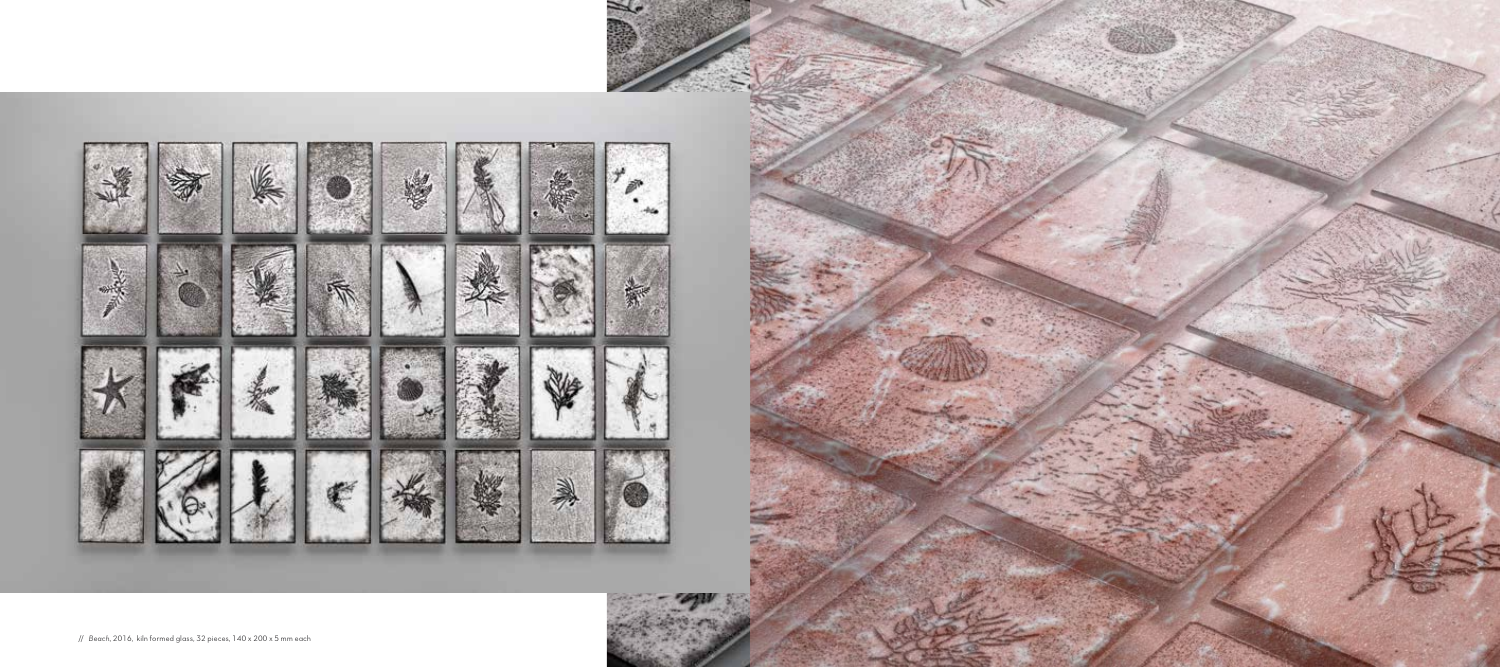// *Beach*, 2016, kiln formed glass, 32 pieces, 140 x 200 x 5 mm each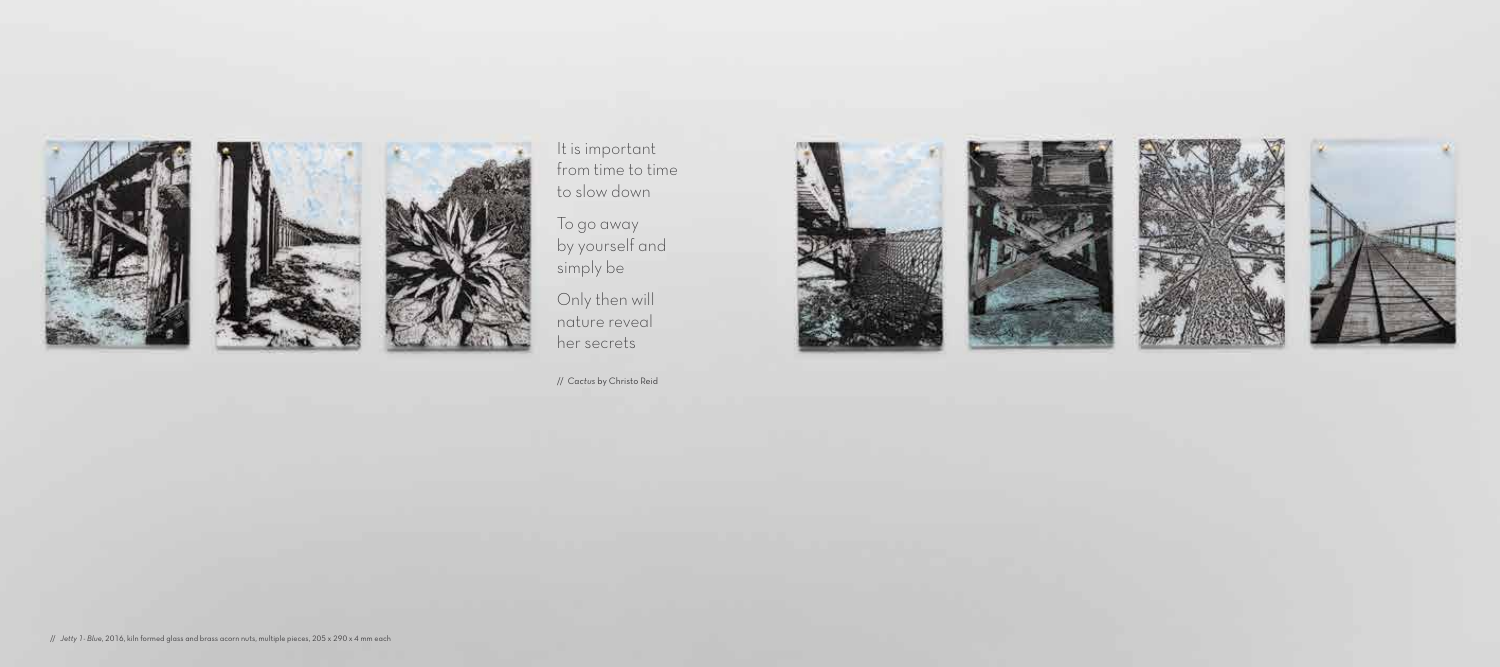It is important
from time to time
to slow down

To go away
by yourself and
simply be

Only then will
nature reveal
her secrets

// Cactus by Christo Reid

// *Jetty 1- Blue*, 2016, kiln formed glass and brass acorn nuts, multiple pieces, 205 x 290 x 4 mm each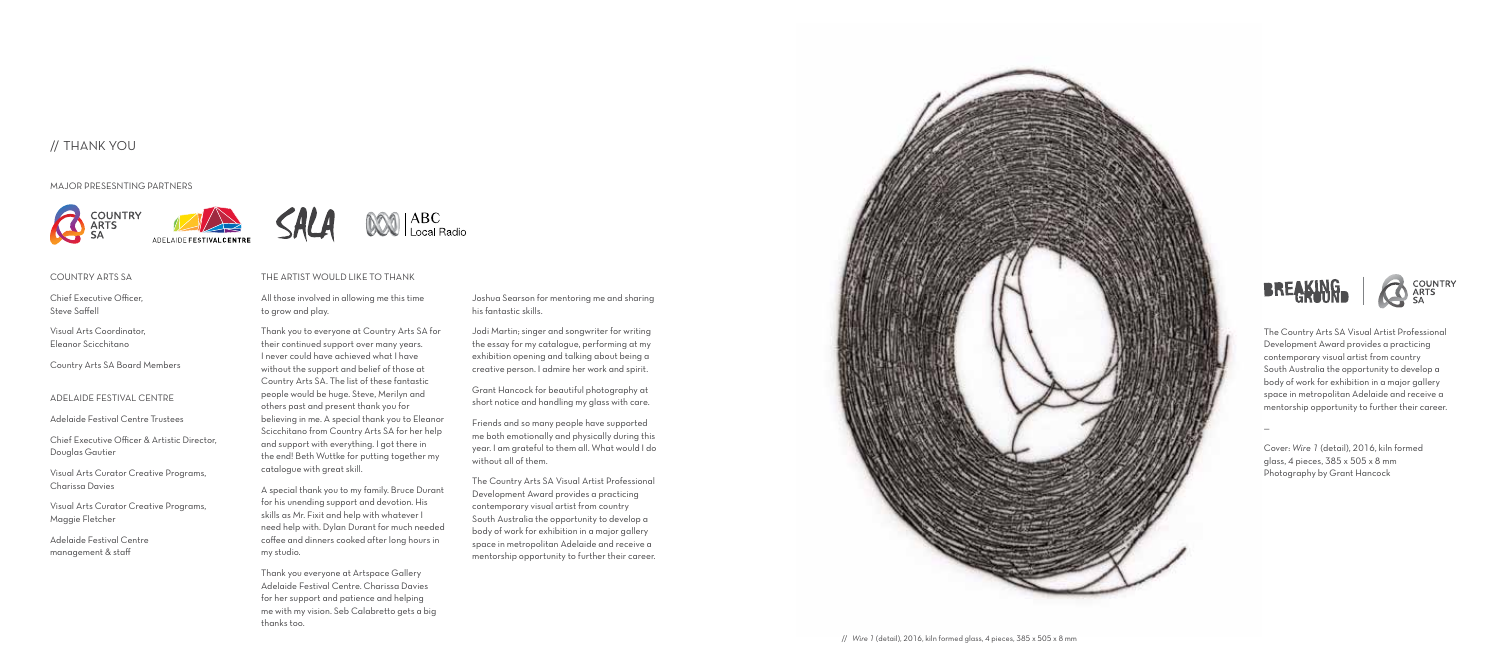# // THANK YOU

MAJOR PRESESNTING PARTNERS

COUNTRY ARTS SA

Chief Executive Officer, Steve Saffell

Visual Arts Coordinator, Eleanor Scicchitano

Country Arts SA Board Members

ADELAIDE FESTIVAL CENTRE

Adelaide Festival Centre Trustees

Chief Executive Officer & Artistic Director, Douglas Gautier

Visual Arts Curator Creative Programs, Charissa Davies

Visual Arts Curator Creative Programs, Maggie Fletcher

Adelaide Festival Centre management & staff

THE ARTIST WOULD LIKE TO THANK

All those involved in allowing me this time to grow and play.

Thank you to everyone at Country Arts SA for their continued support over many years. I never could have achieved what I have without the support and belief of those at Country Arts SA. The list of these fantastic people would be huge. Steve, Merilyn and others past and present thank you for believing in me. A special thank you to Eleanor Scicchitano from Country Arts SA for her help and support with everything. I got there in the end! Beth Wuttke for putting together my catalogue with great skill.

A special thank you to my family. Bruce Durant for his unending support and devotion. His skills as Mr. Fixit and help with whatever I need help with. Dylan Durant for much needed coffee and dinners cooked after long hours in my studio.

Thank you everyone at Artspace Gallery Adelaide Festival Centre. Charissa Davies for her support and patience and helping me with my vision. Seb Calabretto gets a big thanks too.

Joshua Searson for mentoring me and sharing his fantastic skills.

Jodi Martin; singer and songwriter for writing the essay for my catalogue, performing at my exhibition opening and talking about being a creative person. I admire her work and spirit.

Grant Hancock for beautiful photography at short notice and handling my glass with care.

Friends and so many people have supported me both emotionally and physically during this year. I am grateful to them all. What would I do without all of them.

The Country Arts SA Visual Artist Professional Development Award provides a practicing contemporary visual artist from country South Australia the opportunity to develop a body of work for exhibition in a major gallery space in metropolitan Adelaide and receive a mentorship opportunity to further their career.

// *Wire 1* (detail), 2016, kiln formed glass, 4 pieces, 385 x 505 x 8 mm

BREAKING GROUND | COUNTRY ARTS SA

The Country Arts SA Visual Artist Professional Development Award provides a practicing contemporary visual artist from country South Australia the opportunity to develop a body of work for exhibition in a major gallery space in metropolitan Adelaide and receive a mentorship opportunity to further their career.

—

Cover: *Wire 1* (detail), 2016, kiln formed glass, 4 pieces, 385 x 505 x 8 mm
Photography by Grant Hancock